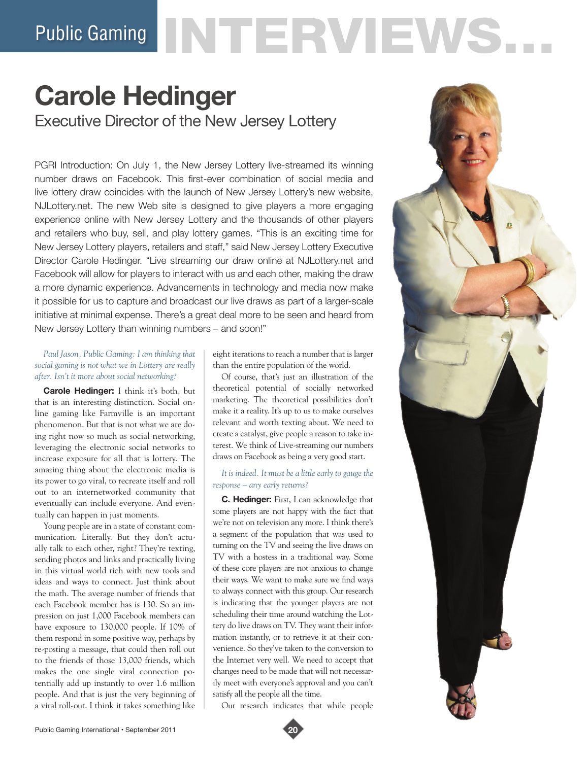# Public Gaming INTERVIEWS...

## Carole Hedinger

### Executive Director of the New Jersey Lottery

PGRI Introduction: On July 1, the New Jersey Lottery live-streamed its winning number draws on Facebook. This first-ever combination of social media and live lottery draw coincides with the launch of New Jersey Lottery's new website, NJLottery.net. The new Web site is designed to give players a more engaging experience online with New Jersey Lottery and the thousands of other players and retailers who buy, sell, and play lottery games. "This is an exciting time for New Jersey Lottery players, retailers and staff," said New Jersey Lottery Executive Director Carole Hedinger. "Live streaming our draw online at NJLottery.net and Facebook will allow for players to interact with us and each other, making the draw a more dynamic experience. Advancements in technology and media now make it possible for us to capture and broadcast our live draws as part of a larger-scale initiative at minimal expense. There's a great deal more to be seen and heard from New Jersey Lottery than winning numbers – and soon!"

*Paul Jason, Public Gaming: I am thinking that social gaming is not what we in Lottery are really after. Isn't it more about social networking?*

**Carole Hedinger:** I think it's both, but that is an interesting distinction. Social online gaming like Farmville is an important phenomenon. But that is not what we are doing right now so much as social networking, leveraging the electronic social networks to increase exposure for all that is lottery. The amazing thing about the electronic media is its power to go viral, to recreate itself and roll out to an internetworked community that eventually can include everyone. And eventually can happen in just moments.

Young people are in a state of constant communication. Literally. But they don't actually talk to each other, right? They're texting, sending photos and links and practically living in this virtual world rich with new tools and ideas and ways to connect. Just think about the math. The average number of friends that each Facebook member has is 130. So an impression on just 1,000 Facebook members can have exposure to 130,000 people. If 10% of them respond in some positive way, perhaps by re-posting a message, that could then roll out to the friends of those 13,000 friends, which makes the one single viral connection potentially add up instantly to over 1.6 million people. And that is just the very beginning of a viral roll-out. I think it takes something like eight iterations to reach a number that is larger than the entire population of the world.

Of course, that's just an illustration of the theoretical potential of socially networked marketing. The theoretical possibilities don't make it a reality. It's up to us to make ourselves relevant and worth texting about. We need to create a catalyst, give people a reason to take interest. We think of Live-streaming our numbers draws on Facebook as being a very good start.

*It is indeed. It must be a little early to gauge the response – any early returns?*

**C. Hedinger:** First, I can acknowledge that some players are not happy with the fact that we're not on television any more. I think there's a segment of the population that was used to turning on the TV and seeing the live draws on TV with a hostess in a traditional way. Some of these core players are not anxious to change their ways. We want to make sure we find ways to always connect with this group. Our research is indicating that the younger players are not scheduling their time around watching the Lottery do live draws on TV. They want their information instantly, or to retrieve it at their convenience. So they've taken to the conversion to the Internet very well. We need to accept that changes need to be made that will not necessarily meet with everyone's approval and you can't satisfy all the people all the time.

Our research indicates that while people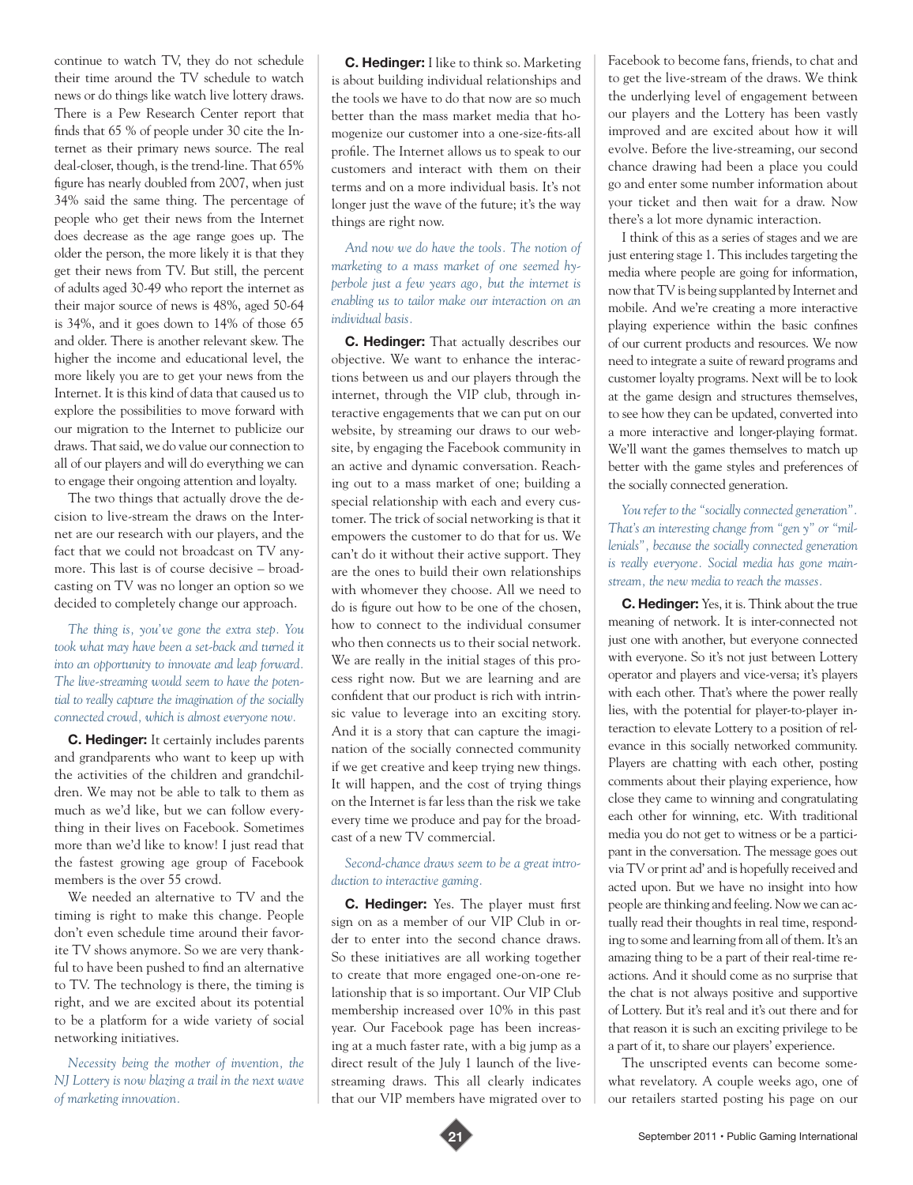continue to watch TV, they do not schedule their time around the TV schedule to watch news or do things like watch live lottery draws. There is a Pew Research Center report that finds that 65 % of people under 30 cite the Internet as their primary news source. The real deal-closer, though, is the trend-line. That 65% figure has nearly doubled from 2007, when just 34% said the same thing. The percentage of people who get their news from the Internet does decrease as the age range goes up. The older the person, the more likely it is that they get their news from TV. But still, the percent of adults aged 30-49 who report the internet as their major source of news is 48%, aged 50-64 is 34%, and it goes down to 14% of those 65 and older. There is another relevant skew. The higher the income and educational level, the more likely you are to get your news from the Internet. It is this kind of data that caused us to explore the possibilities to move forward with our migration to the Internet to publicize our draws. That said, we do value our connection to all of our players and will do everything we can to engage their ongoing attention and loyalty.

The two things that actually drove the decision to live-stream the draws on the Internet are our research with our players, and the fact that we could not broadcast on TV anymore. This last is of course decisive – broadcasting on TV was no longer an option so we decided to completely change our approach.

*The thing is, you've gone the extra step. You took what may have been a set-back and turned it into an opportunity to innovate and leap forward. The live-streaming would seem to have the potential to really capture the imagination of the socially connected crowd, which is almost everyone now.*

**C. Hedinger:** It certainly includes parents and grandparents who want to keep up with the activities of the children and grandchildren. We may not be able to talk to them as much as we'd like, but we can follow everything in their lives on Facebook. Sometimes more than we'd like to know! I just read that the fastest growing age group of Facebook members is the over 55 crowd.

We needed an alternative to TV and the timing is right to make this change. People don't even schedule time around their favorite TV shows anymore. So we are very thankful to have been pushed to find an alternative to TV. The technology is there, the timing is right, and we are excited about its potential to be a platform for a wide variety of social networking initiatives.

*Necessity being the mother of invention, the NJ Lottery is now blazing a trail in the next wave of marketing innovation.*

**C. Hedinger:** I like to think so. Marketing is about building individual relationships and the tools we have to do that now are so much better than the mass market media that homogenize our customer into a one-size-fits-all profile. The Internet allows us to speak to our customers and interact with them on their terms and on a more individual basis. It's not longer just the wave of the future; it's the way things are right now.

*And now we do have the tools. The notion of marketing to a mass market of one seemed hyperbole just a few years ago, but the internet is enabling us to tailor make our interaction on an individual basis.*

**C. Hedinger:** That actually describes our objective. We want to enhance the interactions between us and our players through the internet, through the VIP club, through interactive engagements that we can put on our website, by streaming our draws to our website, by engaging the Facebook community in an active and dynamic conversation. Reaching out to a mass market of one; building a special relationship with each and every customer. The trick of social networking is that it empowers the customer to do that for us. We can't do it without their active support. They are the ones to build their own relationships with whomever they choose. All we need to do is figure out how to be one of the chosen, how to connect to the individual consumer who then connects us to their social network. We are really in the initial stages of this process right now. But we are learning and are confident that our product is rich with intrinsic value to leverage into an exciting story. And it is a story that can capture the imagination of the socially connected community if we get creative and keep trying new things. It will happen, and the cost of trying things on the Internet is far less than the risk we take every time we produce and pay for the broadcast of a new TV commercial.

*Second-chance draws seem to be a great introduction to interactive gaming.*

**C. Hedinger:** Yes. The player must first sign on as a member of our VIP Club in order to enter into the second chance draws. So these initiatives are all working together to create that more engaged one-on-one relationship that is so important. Our VIP Club membership increased over 10% in this past year. Our Facebook page has been increasing at a much faster rate, with a big jump as a direct result of the July 1 launch of the live-streaming draws. This all clearly indicates that our VIP members have migrated over to Facebook to become fans, friends, to chat and to get the live-stream of the draws. We think the underlying level of engagement between our players and the Lottery has been vastly improved and are excited about how it will evolve. Before the live-streaming, our second chance drawing had been a place you could go and enter some number information about your ticket and then wait for a draw. Now there's a lot more dynamic interaction.

I think of this as a series of stages and we are just entering stage 1. This includes targeting the media where people are going for information, now that TV is being supplanted by Internet and mobile. And we're creating a more interactive playing experience within the basic confines of our current products and resources. We now need to integrate a suite of reward programs and customer loyalty programs. Next will be to look at the game design and structures themselves, to see how they can be updated, converted into a more interactive and longer-playing format. We'll want the games themselves to match up better with the game styles and preferences of the socially connected generation.

*You refer to the "socially connected generation". That's an interesting change from "gen y" or "millenials", because the socially connected generation is really everyone. Social media has gone mainstream, the new media to reach the masses.*

**C. Hedinger:** Yes, it is. Think about the true meaning of network. It is inter-connected not just one with another, but everyone connected with everyone. So it's not just between Lottery operator and players and vice-versa; it's players with each other. That's where the power really lies, with the potential for player-to-player interaction to elevate Lottery to a position of relevance in this socially networked community. Players are chatting with each other, posting comments about their playing experience, how close they came to winning and congratulating each other for winning, etc. With traditional media you do not get to witness or be a participant in the conversation. The message goes out via TV or print ad' and is hopefully received and acted upon. But we have no insight into how people are thinking and feeling. Now we can actually read their thoughts in real time, responding to some and learning from all of them. It's an amazing thing to be a part of their real-time reactions. And it should come as no surprise that the chat is not always positive and supportive of Lottery. But it's real and it's out there and for that reason it is such an exciting privilege to be a part of it, to share our players' experience.

The unscripted events can become somewhat revelatory. A couple weeks ago, one of our retailers started posting his page on our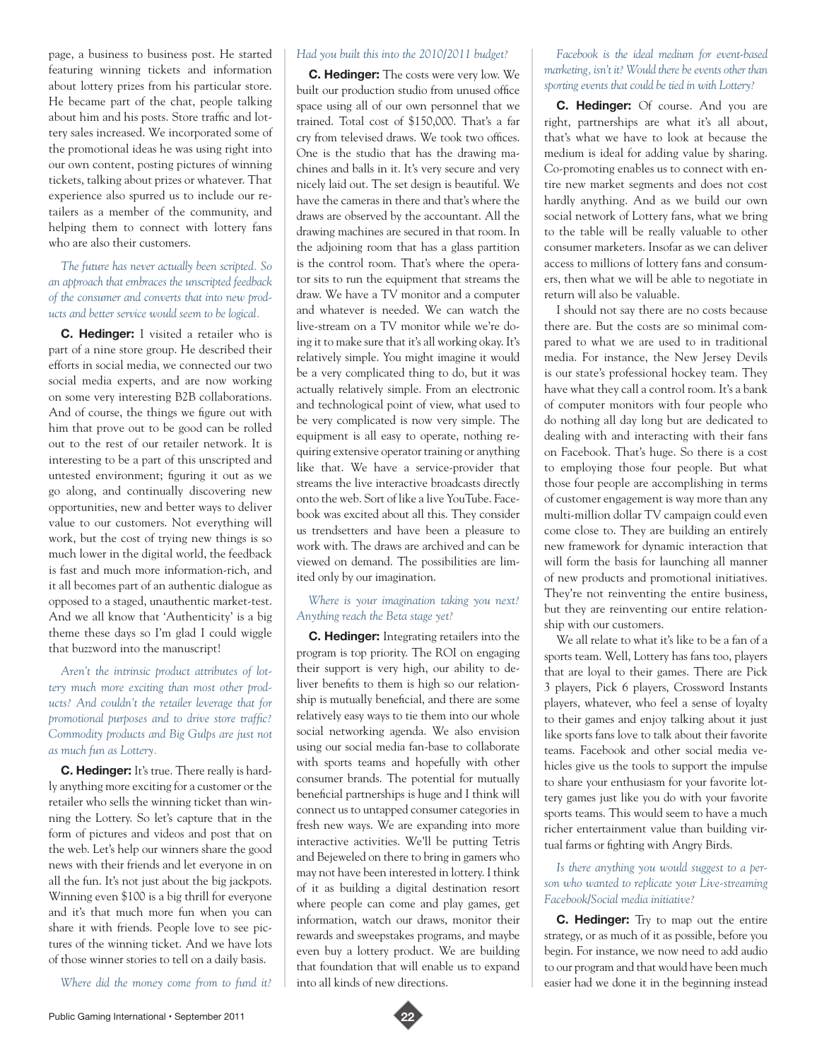page, a business to business post. He started featuring winning tickets and information about lottery prizes from his particular store. He became part of the chat, people talking about him and his posts. Store traffic and lottery sales increased. We incorporated some of the promotional ideas he was using right into our own content, posting pictures of winning tickets, talking about prizes or whatever. That experience also spurred us to include our retailers as a member of the community, and helping them to connect with lottery fans who are also their customers.

*The future has never actually been scripted. So an approach that embraces the unscripted feedback of the consumer and converts that into new products and better service would seem to be logical.*

**C. Hedinger:** I visited a retailer who is part of a nine store group. He described their efforts in social media, we connected our two social media experts, and are now working on some very interesting B2B collaborations. And of course, the things we figure out with him that prove out to be good can be rolled out to the rest of our retailer network. It is interesting to be a part of this unscripted and untested environment; figuring it out as we go along, and continually discovering new opportunities, new and better ways to deliver value to our customers. Not everything will work, but the cost of trying new things is so much lower in the digital world, the feedback is fast and much more information-rich, and it all becomes part of an authentic dialogue as opposed to a staged, unauthentic market-test. And we all know that 'Authenticity' is a big theme these days so I'm glad I could wiggle that buzzword into the manuscript!

*Aren't the intrinsic product attributes of lottery much more exciting than most other products? And couldn't the retailer leverage that for promotional purposes and to drive store traffic? Commodity products and Big Gulps are just not as much fun as Lottery.*

**C. Hedinger:** It's true. There really is hardly anything more exciting for a customer or the retailer who sells the winning ticket than winning the Lottery. So let's capture that in the form of pictures and videos and post that on the web. Let's help our winners share the good news with their friends and let everyone in on all the fun. It's not just about the big jackpots. Winning even $100 is a big thrill for everyone and it's that much more fun when you can share it with friends. People love to see pictures of the winning ticket. And we have lots of those winner stories to tell on a daily basis.

*Where did the money come from to fund it? Had you built this into the 2010/2011 budget?*

**C. Hedinger:** The costs were very low. We built our production studio from unused office space using all of our own personnel that we trained. Total cost of $150,000. That's a far cry from televised draws. We took two offices. One is the studio that has the drawing machines and balls in it. It's very secure and very nicely laid out. The set design is beautiful. We have the cameras in there and that's where the draws are observed by the accountant. All the drawing machines are secured in that room. In the adjoining room that has a glass partition is the control room. That's where the operator sits to run the equipment that streams the draw. We have a TV monitor and a computer and whatever is needed. We can watch the live-stream on a TV monitor while we're doing it to make sure that it's all working okay. It's relatively simple. You might imagine it would be a very complicated thing to do, but it was actually relatively simple. From an electronic and technological point of view, what used to be very complicated is now very simple. The equipment is all easy to operate, nothing requiring extensive operator training or anything like that. We have a service-provider that streams the live interactive broadcasts directly onto the web. Sort of like a live YouTube. Facebook was excited about all this. They consider us trendsetters and have been a pleasure to work with. The draws are archived and can be viewed on demand. The possibilities are limited only by our imagination.

*Where is your imagination taking you next? Anything reach the Beta stage yet?*

**C. Hedinger:** Integrating retailers into the program is top priority. The ROI on engaging their support is very high, our ability to deliver benefits to them is high so our relationship is mutually beneficial, and there are some relatively easy ways to tie them into our whole social networking agenda. We also envision using our social media fan-base to collaborate with sports teams and hopefully with other consumer brands. The potential for mutually beneficial partnerships is huge and I think will connect us to untapped consumer categories in fresh new ways. We are expanding into more interactive activities. We'll be putting Tetris and Bejeweled on there to bring in gamers who may not have been interested in lottery. I think of it as building a digital destination resort where people can come and play games, get information, watch our draws, monitor their rewards and sweepstakes programs, and maybe even buy a lottery product. We are building that foundation that will enable us to expand into all kinds of new directions.

*Facebook is the ideal medium for event-based marketing, isn't it? Would there be events other than sporting events that could be tied in with Lottery?*

**C. Hedinger:** Of course. And you are right, partnerships are what it's all about, that's what we have to look at because the medium is ideal for adding value by sharing. Co-promoting enables us to connect with entire new market segments and does not cost hardly anything. And as we build our own social network of Lottery fans, what we bring to the table will be really valuable to other consumer marketers. Insofar as we can deliver access to millions of lottery fans and consumers, then what we will be able to negotiate in return will also be valuable.

I should not say there are no costs because there are. But the costs are so minimal compared to what we are used to in traditional media. For instance, the New Jersey Devils is our state's professional hockey team. They have what they call a control room. It's a bank of computer monitors with four people who do nothing all day long but are dedicated to dealing with and interacting with their fans on Facebook. That's huge. So there is a cost to employing those four people. But what those four people are accomplishing in terms of customer engagement is way more than any multi-million dollar TV campaign could even come close to. They are building an entirely new framework for dynamic interaction that will form the basis for launching all manner of new products and promotional initiatives. They're not reinventing the entire business, but they are reinventing our entire relationship with our customers.

We all relate to what it's like to be a fan of a sports team. Well, Lottery has fans too, players that are loyal to their games. There are Pick 3 players, Pick 6 players, Crossword Instants players, whatever, who feel a sense of loyalty to their games and enjoy talking about it just like sports fans love to talk about their favorite teams. Facebook and other social media vehicles give us the tools to support the impulse to share your enthusiasm for your favorite lottery games just like you do with your favorite sports teams. This would seem to have a much richer entertainment value than building virtual farms or fighting with Angry Birds.

*Is there anything you would suggest to a person who wanted to replicate your Live-streaming Facebook/Social media initiative?*

**C. Hedinger:** Try to map out the entire strategy, or as much of it as possible, before you begin. For instance, we now need to add audio to our program and that would have been much easier had we done it in the beginning instead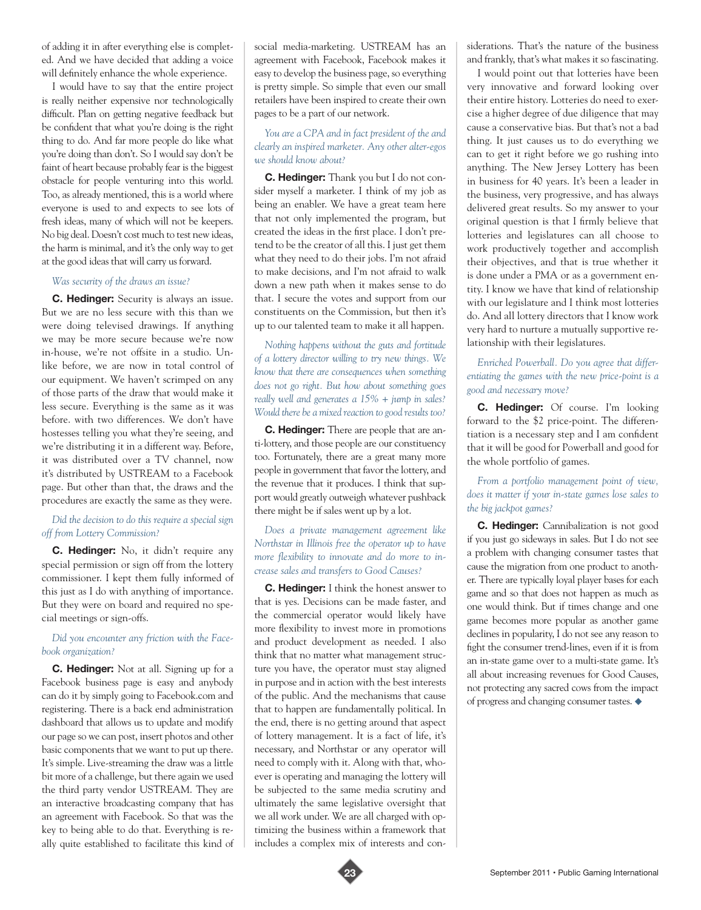of adding it in after everything else is completed. And we have decided that adding a voice will definitely enhance the whole experience.

I would have to say that the entire project is really neither expensive nor technologically difficult. Plan on getting negative feedback but be confident that what you're doing is the right thing to do. And far more people do like what you're doing than don't. So I would say don't be faint of heart because probably fear is the biggest obstacle for people venturing into this world. Too, as already mentioned, this is a world where everyone is used to and expects to see lots of fresh ideas, many of which will not be keepers. No big deal. Doesn't cost much to test new ideas, the harm is minimal, and it's the only way to get at the good ideas that will carry us forward.

*Was security of the draws an issue?*

**C. Hedinger:** Security is always an issue. But we are no less secure with this than we were doing televised drawings. If anything we may be more secure because we're now in-house, we're not offsite in a studio. Unlike before, we are now in total control of our equipment. We haven't scrimped on any of those parts of the draw that would make it less secure. Everything is the same as it was before. with two differences. We don't have hostesses telling you what they're seeing, and we're distributing it in a different way. Before, it was distributed over a TV channel, now it's distributed by USTREAM to a Facebook page. But other than that, the draws and the procedures are exactly the same as they were.

*Did the decision to do this require a special sign off from Lottery Commission?*

**C. Hedinger:** No, it didn't require any special permission or sign off from the lottery commissioner. I kept them fully informed of this just as I do with anything of importance. But they were on board and required no special meetings or sign-offs.

*Did you encounter any friction with the Facebook organization?*

**C. Hedinger:** Not at all. Signing up for a Facebook business page is easy and anybody can do it by simply going to Facebook.com and registering. There is a back end administration dashboard that allows us to update and modify our page so we can post, insert photos and other basic components that we want to put up there. It's simple. Live-streaming the draw was a little bit more of a challenge, but there again we used the third party vendor USTREAM. They are an interactive broadcasting company that has an agreement with Facebook. So that was the key to being able to do that. Everything is really quite established to facilitate this kind of social media-marketing. USTREAM has an agreement with Facebook, Facebook makes it easy to develop the business page, so everything is pretty simple. So simple that even our small retailers have been inspired to create their own pages to be a part of our network.

*You are a CPA and in fact president of the and clearly an inspired marketer. Any other alter-egos we should know about?*

**C. Hedinger:** Thank you but I do not consider myself a marketer. I think of my job as being an enabler. We have a great team here that not only implemented the program, but created the ideas in the first place. I don't pretend to be the creator of all this. I just get them what they need to do their jobs. I'm not afraid to make decisions, and I'm not afraid to walk down a new path when it makes sense to do that. I secure the votes and support from our constituents on the Commission, but then it's up to our talented team to make it all happen.

*Nothing happens without the guts and fortitude of a lottery director willing to try new things. We know that there are consequences when something does not go right. But how about something goes really well and generates a 15% + jump in sales? Would there be a mixed reaction to good results too?*

**C. Hedinger:** There are people that are anti-lottery, and those people are our constituency too. Fortunately, there are a great many more people in government that favor the lottery, and the revenue that it produces. I think that support would greatly outweigh whatever pushback there might be if sales went up by a lot.

*Does a private management agreement like Northstar in Illinois free the operator up to have more flexibility to innovate and do more to increase sales and transfers to Good Causes?*

**C. Hedinger:** I think the honest answer to that is yes. Decisions can be made faster, and the commercial operator would likely have more flexibility to invest more in promotions and product development as needed. I also think that no matter what management structure you have, the operator must stay aligned in purpose and in action with the best interests of the public. And the mechanisms that cause that to happen are fundamentally political. In the end, there is no getting around that aspect of lottery management. It is a fact of life, it's necessary, and Northstar or any operator will need to comply with it. Along with that, whoever is operating and managing the lottery will be subjected to the same media scrutiny and ultimately the same legislative oversight that we all work under. We are all charged with optimizing the business within a framework that includes a complex mix of interests and considerations. That's the nature of the business and frankly, that's what makes it so fascinating.

I would point out that lotteries have been very innovative and forward looking over their entire history. Lotteries do need to exercise a higher degree of due diligence that may cause a conservative bias. But that's not a bad thing. It just causes us to do everything we can to get it right before we go rushing into anything. The New Jersey Lottery has been in business for 40 years. It's been a leader in the business, very progressive, and has always delivered great results. So my answer to your original question is that I firmly believe that lotteries and legislatures can all choose to work productively together and accomplish their objectives, and that is true whether it is done under a PMA or as a government entity. I know we have that kind of relationship with our legislature and I think most lotteries do. And all lottery directors that I know work very hard to nurture a mutually supportive relationship with their legislatures.

*Enriched Powerball. Do you agree that differentiating the games with the new price-point is a good and necessary move?*

**C. Hedinger:** Of course. I'm looking forward to the $2 price-point. The differentiation is a necessary step and I am confident that it will be good for Powerball and good for the whole portfolio of games.

*From a portfolio management point of view, does it matter if your in-state games lose sales to the big jackpot games?*

**C. Hedinger:** Cannibalization is not good if you just go sideways in sales. But I do not see a problem with changing consumer tastes that cause the migration from one product to another. There are typically loyal player bases for each game and so that does not happen as much as one would think. But if times change and one game becomes more popular as another game declines in popularity, I do not see any reason to fight the consumer trend-lines, even if it is from an in-state game over to a multi-state game. It's all about increasing revenues for Good Causes, not protecting any sacred cows from the impact of progress and changing consumer tastes. ◆